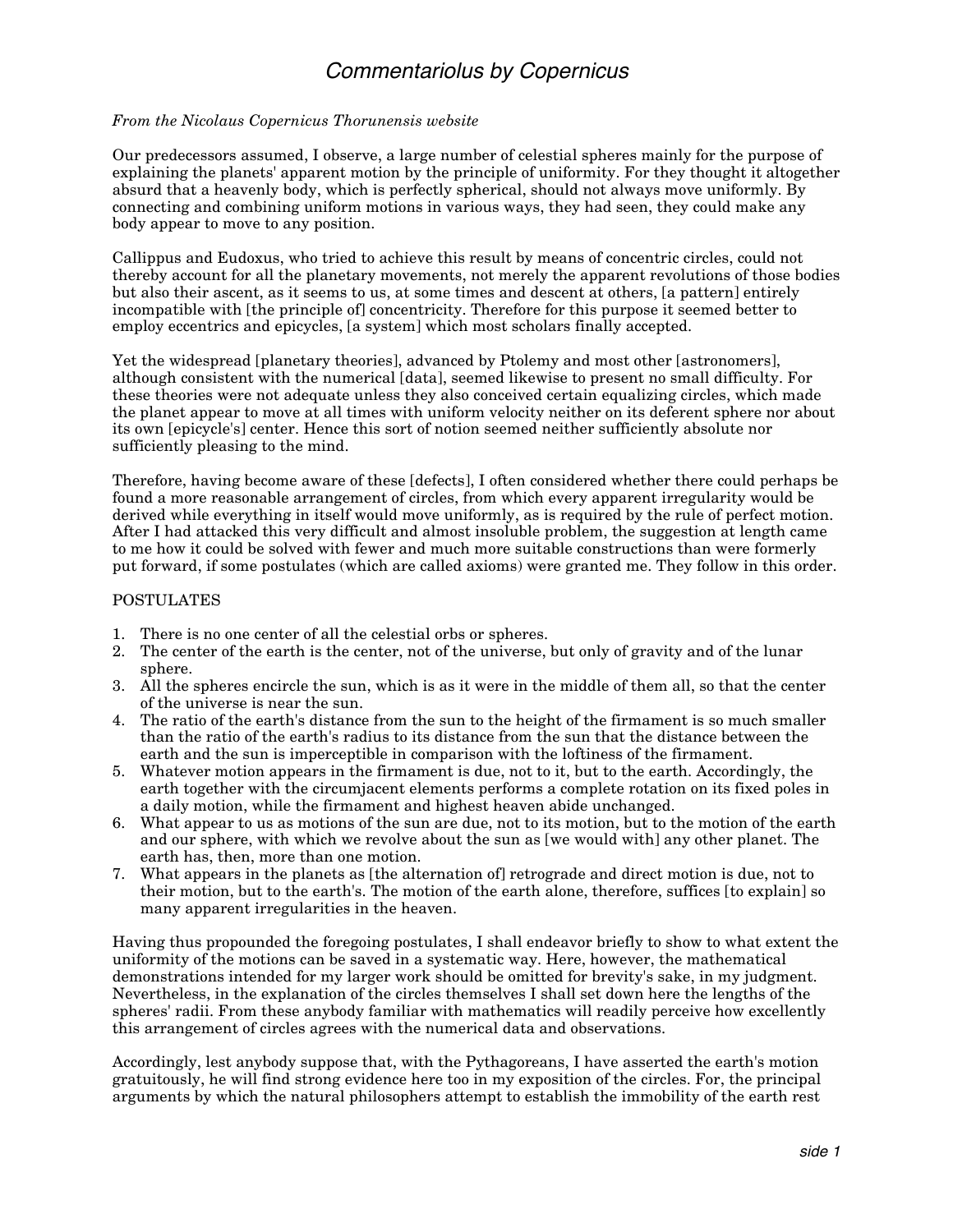# *Commentariolus by Copernicus*

*From the Nicolaus Copernicus Thorunensis website*

Our predecessors assumed, I observe, a large number of celestial spheres mainly for the purpose of explaining the planets' apparent motion by the principle of uniformity. For they thought it altogether absurd that a heavenly body, which is perfectly spherical, should not always move uniformly. By connecting and combining uniform motions in various ways, they had seen, they could make any body appear to move to any position.

Callippus and Eudoxus, who tried to achieve this result by means of concentric circles, could not thereby account for all the planetary movements, not merely the apparent revolutions of those bodies but also their ascent, as it seems to us, at some times and descent at others, [a pattern] entirely incompatible with [the principle of] concentricity. Therefore for this purpose it seemed better to employ eccentrics and epicycles, [a system] which most scholars finally accepted.

Yet the widespread [planetary theories], advanced by Ptolemy and most other [astronomers], although consistent with the numerical [data], seemed likewise to present no small difficulty. For these theories were not adequate unless they also conceived certain equalizing circles, which made the planet appear to move at all times with uniform velocity neither on its deferent sphere nor about its own [epicycle's] center. Hence this sort of notion seemed neither sufficiently absolute nor sufficiently pleasing to the mind.

Therefore, having become aware of these [defects], I often considered whether there could perhaps be found a more reasonable arrangement of circles, from which every apparent irregularity would be derived while everything in itself would move uniformly, as is required by the rule of perfect motion. After I had attacked this very difficult and almost insoluble problem, the suggestion at length came to me how it could be solved with fewer and much more suitable constructions than were formerly put forward, if some postulates (which are called axioms) were granted me. They follow in this order.

POSTULATES

1. There is no one center of all the celestial orbs or spheres.
2. The center of the earth is the center, not of the universe, but only of gravity and of the lunar sphere.
3. All the spheres encircle the sun, which is as it were in the middle of them all, so that the center of the universe is near the sun.
4. The ratio of the earth's distance from the sun to the height of the firmament is so much smaller than the ratio of the earth's radius to its distance from the sun that the distance between the earth and the sun is imperceptible in comparison with the loftiness of the firmament.
5. Whatever motion appears in the firmament is due, not to it, but to the earth. Accordingly, the earth together with the circumjacent elements performs a complete rotation on its fixed poles in a daily motion, while the firmament and highest heaven abide unchanged.
6. What appear to us as motions of the sun are due, not to its motion, but to the motion of the earth and our sphere, with which we revolve about the sun as [we would with] any other planet. The earth has, then, more than one motion.
7. What appears in the planets as [the alternation of] retrograde and direct motion is due, not to their motion, but to the earth's. The motion of the earth alone, therefore, suffices [to explain] so many apparent irregularities in the heaven.

Having thus propounded the foregoing postulates, I shall endeavor briefly to show to what extent the uniformity of the motions can be saved in a systematic way. Here, however, the mathematical demonstrations intended for my larger work should be omitted for brevity's sake, in my judgment. Nevertheless, in the explanation of the circles themselves I shall set down here the lengths of the spheres' radii. From these anybody familiar with mathematics will readily perceive how excellently this arrangement of circles agrees with the numerical data and observations.

Accordingly, lest anybody suppose that, with the Pythagoreans, I have asserted the earth's motion gratuitously, he will find strong evidence here too in my exposition of the circles. For, the principal arguments by which the natural philosophers attempt to establish the immobility of the earth rest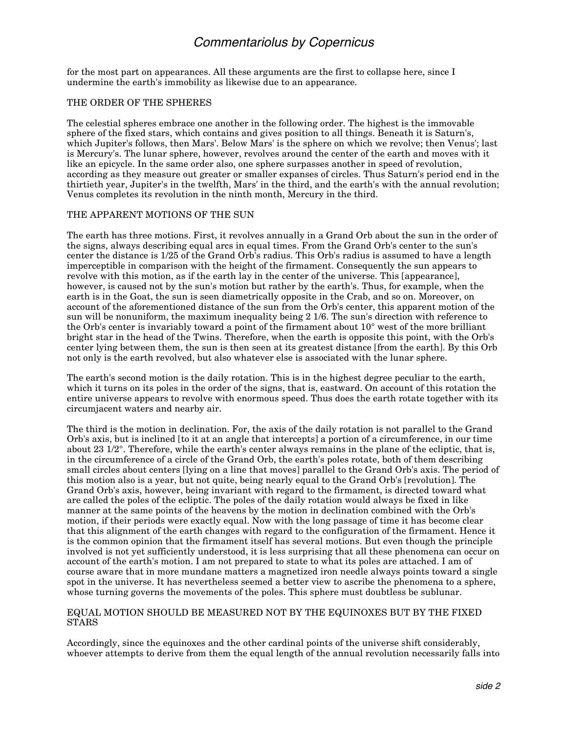for the most part on appearances. All these arguments are the first to collapse here, since I undermine the earth's immobility as likewise due to an appearance.

## THE ORDER OF THE SPHERES

The celestial spheres embrace one another in the following order. The highest is the immovable sphere of the fixed stars, which contains and gives position to all things. Beneath it is Saturn's, which Jupiter's follows, then Mars'. Below Mars' is the sphere on which we revolve; then Venus'; last is Mercury's. The lunar sphere, however, revolves around the center of the earth and moves with it like an epicycle. In the same order also, one sphere surpasses another in speed of revolution, according as they measure out greater or smaller expanses of circles. Thus Saturn's period end in the thirtieth year, Jupiter's in the twelfth, Mars' in the third, and the earth's with the annual revolution; Venus completes its revolution in the ninth month, Mercury in the third.

## THE APPARENT MOTIONS OF THE SUN

The earth has three motions. First, it revolves annually in a Grand Orb about the sun in the order of the signs, always describing equal arcs in equal times. From the Grand Orb's center to the sun's center the distance is 1/25 of the Grand Orb's radius. This Orb's radius is assumed to have a length imperceptible in comparison with the height of the firmament. Consequently the sun appears to revolve with this motion, as if the earth lay in the center of the universe. This [appearance], however, is caused not by the sun's motion but rather by the earth's. Thus, for example, when the earth is in the Goat, the sun is seen diametrically opposite in the Crab, and so on. Moreover, on account of the aforementioned distance of the sun from the Orb's center, this apparent motion of the sun will be nonuniform, the maximum inequality being 2 1/6. The sun's direction with reference to the Orb's center is invariably toward a point of the firmament about 10° west of the more brilliant bright star in the head of the Twins. Therefore, when the earth is opposite this point, with the Orb's center lying between them, the sun is then seen at its greatest distance [from the earth]. By this Orb not only is the earth revolved, but also whatever else is associated with the lunar sphere.

The earth's second motion is the daily rotation. This is in the highest degree peculiar to the earth, which it turns on its poles in the order of the signs, that is, eastward. On account of this rotation the entire universe appears to revolve with enormous speed. Thus does the earth rotate together with its circumjacent waters and nearby air.

The third is the motion in declination. For, the axis of the daily rotation is not parallel to the Grand Orb's axis, but is inclined [to it at an angle that intercepts] a portion of a circumference, in our time about 23 1/2°. Therefore, while the earth's center always remains in the plane of the ecliptic, that is, in the circumference of a circle of the Grand Orb, the earth's poles rotate, both of them describing small circles about centers [lying on a line that moves] parallel to the Grand Orb's axis. The period of this motion also is a year, but not quite, being nearly equal to the Grand Orb's [revolution]. The Grand Orb's axis, however, being invariant with regard to the firmament, is directed toward what are called the poles of the ecliptic. The poles of the daily rotation would always be fixed in like manner at the same points of the heavens by the motion in declination combined with the Orb's motion, if their periods were exactly equal. Now with the long passage of time it has become clear that this alignment of the earth changes with regard to the configuration of the firmament. Hence it is the common opinion that the firmament itself has several motions. But even though the principle involved is not yet sufficiently understood, it is less surprising that all these phenomena can occur on account of the earth's motion. I am not prepared to state to what its poles are attached. I am of course aware that in more mundane matters a magnetized iron needle always points toward a single spot in the universe. It has nevertheless seemed a better view to ascribe the phenomena to a sphere, whose turning governs the movements of the poles. This sphere must doubtless be sublunar.

## EQUAL MOTION SHOULD BE MEASURED NOT BY THE EQUINOXES BUT BY THE FIXED STARS

Accordingly, since the equinoxes and the other cardinal points of the universe shift considerably, whoever attempts to derive from them the equal length of the annual revolution necessarily falls into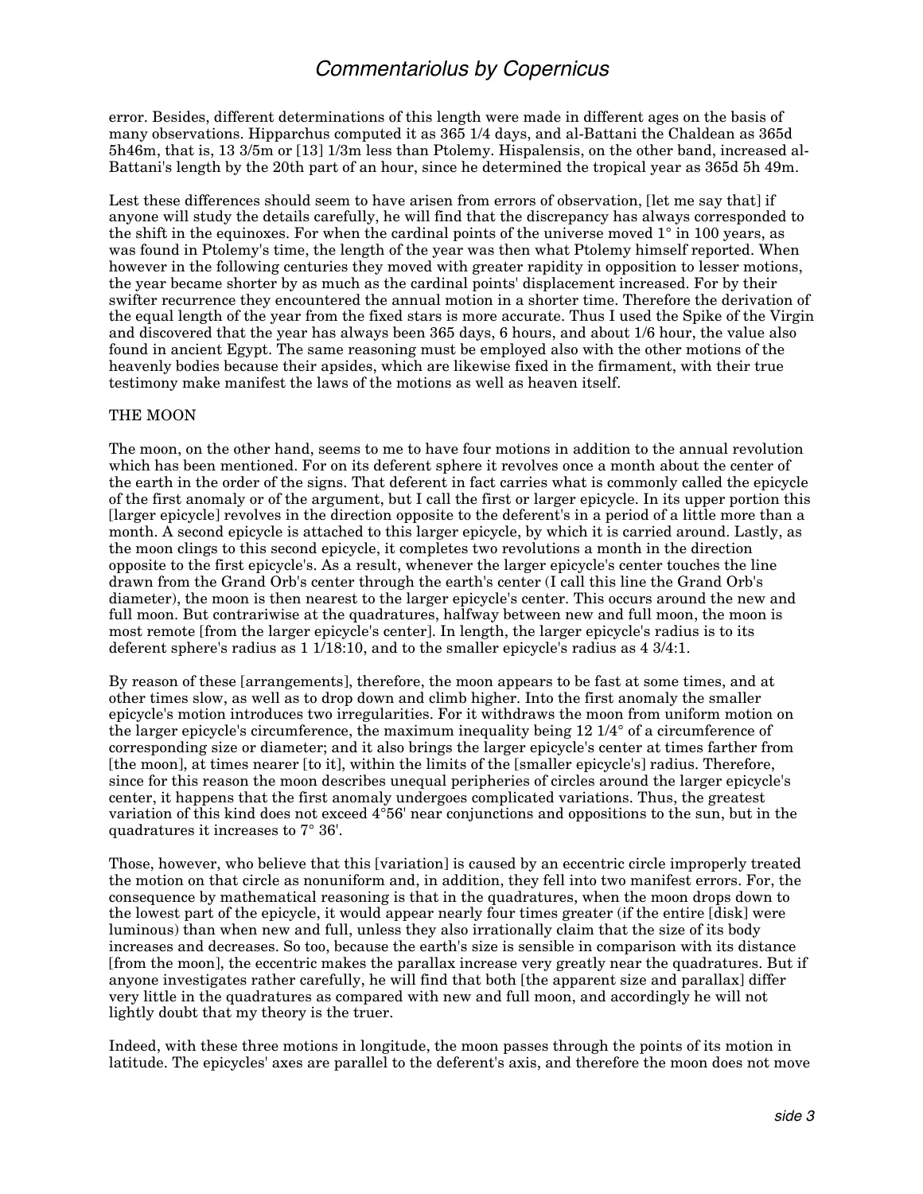error. Besides, different determinations of this length were made in different ages on the basis of many observations. Hipparchus computed it as 365 1/4 days, and al-Battani the Chaldean as 365d 5h46m, that is, 13 3/5m or [13] 1/3m less than Ptolemy. Hispalensis, on the other band, increased al-Battani's length by the 20th part of an hour, since he determined the tropical year as 365d 5h 49m.

Lest these differences should seem to have arisen from errors of observation, [let me say that] if anyone will study the details carefully, he will find that the discrepancy has always corresponded to the shift in the equinoxes. For when the cardinal points of the universe moved 1° in 100 years, as was found in Ptolemy's time, the length of the year was then what Ptolemy himself reported. When however in the following centuries they moved with greater rapidity in opposition to lesser motions, the year became shorter by as much as the cardinal points' displacement increased. For by their swifter recurrence they encountered the annual motion in a shorter time. Therefore the derivation of the equal length of the year from the fixed stars is more accurate. Thus I used the Spike of the Virgin and discovered that the year has always been 365 days, 6 hours, and about 1/6 hour, the value also found in ancient Egypt. The same reasoning must be employed also with the other motions of the heavenly bodies because their apsides, which are likewise fixed in the firmament, with their true testimony make manifest the laws of the motions as well as heaven itself.

THE MOON

The moon, on the other hand, seems to me to have four motions in addition to the annual revolution which has been mentioned. For on its deferent sphere it revolves once a month about the center of the earth in the order of the signs. That deferent in fact carries what is commonly called the epicycle of the first anomaly or of the argument, but I call the first or larger epicycle. In its upper portion this [larger epicycle] revolves in the direction opposite to the deferent's in a period of a little more than a month. A second epicycle is attached to this larger epicycle, by which it is carried around. Lastly, as the moon clings to this second epicycle, it completes two revolutions a month in the direction opposite to the first epicycle's. As a result, whenever the larger epicycle's center touches the line drawn from the Grand Orb's center through the earth's center (I call this line the Grand Orb's diameter), the moon is then nearest to the larger epicycle's center. This occurs around the new and full moon. But contrariwise at the quadratures, halfway between new and full moon, the moon is most remote [from the larger epicycle's center]. In length, the larger epicycle's radius is to its deferent sphere's radius as 1 1/18:10, and to the smaller epicycle's radius as 4 3/4:1.

By reason of these [arrangements], therefore, the moon appears to be fast at some times, and at other times slow, as well as to drop down and climb higher. Into the first anomaly the smaller epicycle's motion introduces two irregularities. For it withdraws the moon from uniform motion on the larger epicycle's circumference, the maximum inequality being 12 1/4° of a circumference of corresponding size or diameter; and it also brings the larger epicycle's center at times farther from [the moon], at times nearer [to it], within the limits of the [smaller epicycle's] radius. Therefore, since for this reason the moon describes unequal peripheries of circles around the larger epicycle's center, it happens that the first anomaly undergoes complicated variations. Thus, the greatest variation of this kind does not exceed 4°56' near conjunctions and oppositions to the sun, but in the quadratures it increases to 7° 36'.

Those, however, who believe that this [variation] is caused by an eccentric circle improperly treated the motion on that circle as nonuniform and, in addition, they fell into two manifest errors. For, the consequence by mathematical reasoning is that in the quadratures, when the moon drops down to the lowest part of the epicycle, it would appear nearly four times greater (if the entire [disk] were luminous) than when new and full, unless they also irrationally claim that the size of its body increases and decreases. So too, because the earth's size is sensible in comparison with its distance [from the moon], the eccentric makes the parallax increase very greatly near the quadratures. But if anyone investigates rather carefully, he will find that both [the apparent size and parallax] differ very little in the quadratures as compared with new and full moon, and accordingly he will not lightly doubt that my theory is the truer.

Indeed, with these three motions in longitude, the moon passes through the points of its motion in latitude. The epicycles' axes are parallel to the deferent's axis, and therefore the moon does not move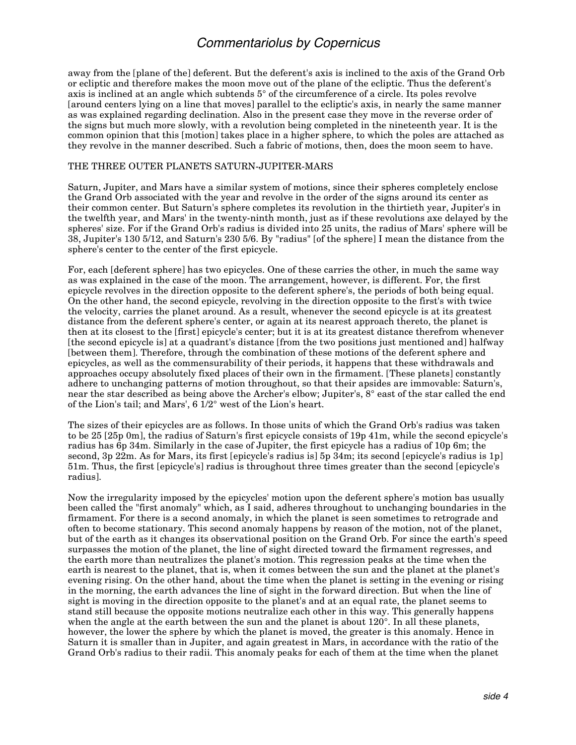away from the [plane of the] deferent. But the deferent's axis is inclined to the axis of the Grand Orb or ecliptic and therefore makes the moon move out of the plane of the ecliptic. Thus the deferent's axis is inclined at an angle which subtends 5° of the circumference of a circle. Its poles revolve [around centers lying on a line that moves] parallel to the ecliptic's axis, in nearly the same manner as was explained regarding declination. Also in the present case they move in the reverse order of the signs but much more slowly, with a revolution being completed in the nineteenth year. It is the common opinion that this [motion] takes place in a higher sphere, to which the poles are attached as they revolve in the manner described. Such a fabric of motions, then, does the moon seem to have.

## THE THREE OUTER PLANETS SATURN-JUPITER-MARS

Saturn, Jupiter, and Mars have a similar system of motions, since their spheres completely enclose the Grand Orb associated with the year and revolve in the order of the signs around its center as their common center. But Saturn's sphere completes its revolution in the thirtieth year, Jupiter's in the twelfth year, and Mars' in the twenty-ninth month, just as if these revolutions axe delayed by the spheres' size. For if the Grand Orb's radius is divided into 25 units, the radius of Mars' sphere will be 38, Jupiter's 130 5/12, and Saturn's 230 5/6. By "radius" [of the sphere] I mean the distance from the sphere's center to the center of the first epicycle.

For, each [deferent sphere] has two epicycles. One of these carries the other, in much the same way as was explained in the case of the moon. The arrangement, however, is different. For, the first epicycle revolves in the direction opposite to the deferent sphere's, the periods of both being equal. On the other hand, the second epicycle, revolving in the direction opposite to the first's with twice the velocity, carries the planet around. As a result, whenever the second epicycle is at its greatest distance from the deferent sphere's center, or again at its nearest approach thereto, the planet is then at its closest to the [first] epicycle's center; but it is at its greatest distance therefrom whenever [the second epicycle is] at a quadrant's distance [from the two positions just mentioned and] halfway [between them]. Therefore, through the combination of these motions of the deferent sphere and epicycles, as well as the commensurability of their periods, it happens that these withdrawals and approaches occupy absolutely fixed places of their own in the firmament. [These planets] constantly adhere to unchanging patterns of motion throughout, so that their apsides are immovable: Saturn's, near the star described as being above the Archer's elbow; Jupiter's, 8° east of the star called the end of the Lion's tail; and Mars', 6 1/2° west of the Lion's heart.

The sizes of their epicycles are as follows. In those units of which the Grand Orb's radius was taken to be 25 [25p 0m], the radius of Saturn's first epicycle consists of 19p 41m, while the second epicycle's radius has 6p 34m. Similarly in the case of Jupiter, the first epicycle has a radius of 10p 6m; the second, 3p 22m. As for Mars, its first [epicycle's radius is] 5p 34m; its second [epicycle's radius is 1p] 51m. Thus, the first [epicycle's] radius is throughout three times greater than the second [epicycle's radius].

Now the irregularity imposed by the epicycles' motion upon the deferent sphere's motion bas usually been called the "first anomaly" which, as I said, adheres throughout to unchanging boundaries in the firmament. For there is a second anomaly, in which the planet is seen sometimes to retrograde and often to become stationary. This second anomaly happens by reason of the motion, not of the planet, but of the earth as it changes its observational position on the Grand Orb. For since the earth's speed surpasses the motion of the planet, the line of sight directed toward the firmament regresses, and the earth more than neutralizes the planet's motion. This regression peaks at the time when the earth is nearest to the planet, that is, when it comes between the sun and the planet at the planet's evening rising. On the other hand, about the time when the planet is setting in the evening or rising in the morning, the earth advances the line of sight in the forward direction. But when the line of sight is moving in the direction opposite to the planet's and at an equal rate, the planet seems to stand still because the opposite motions neutralize each other in this way. This generally happens when the angle at the earth between the sun and the planet is about 120°. In all these planets, however, the lower the sphere by which the planet is moved, the greater is this anomaly. Hence in Saturn it is smaller than in Jupiter, and again greatest in Mars, in accordance with the ratio of the Grand Orb's radius to their radii. This anomaly peaks for each of them at the time when the planet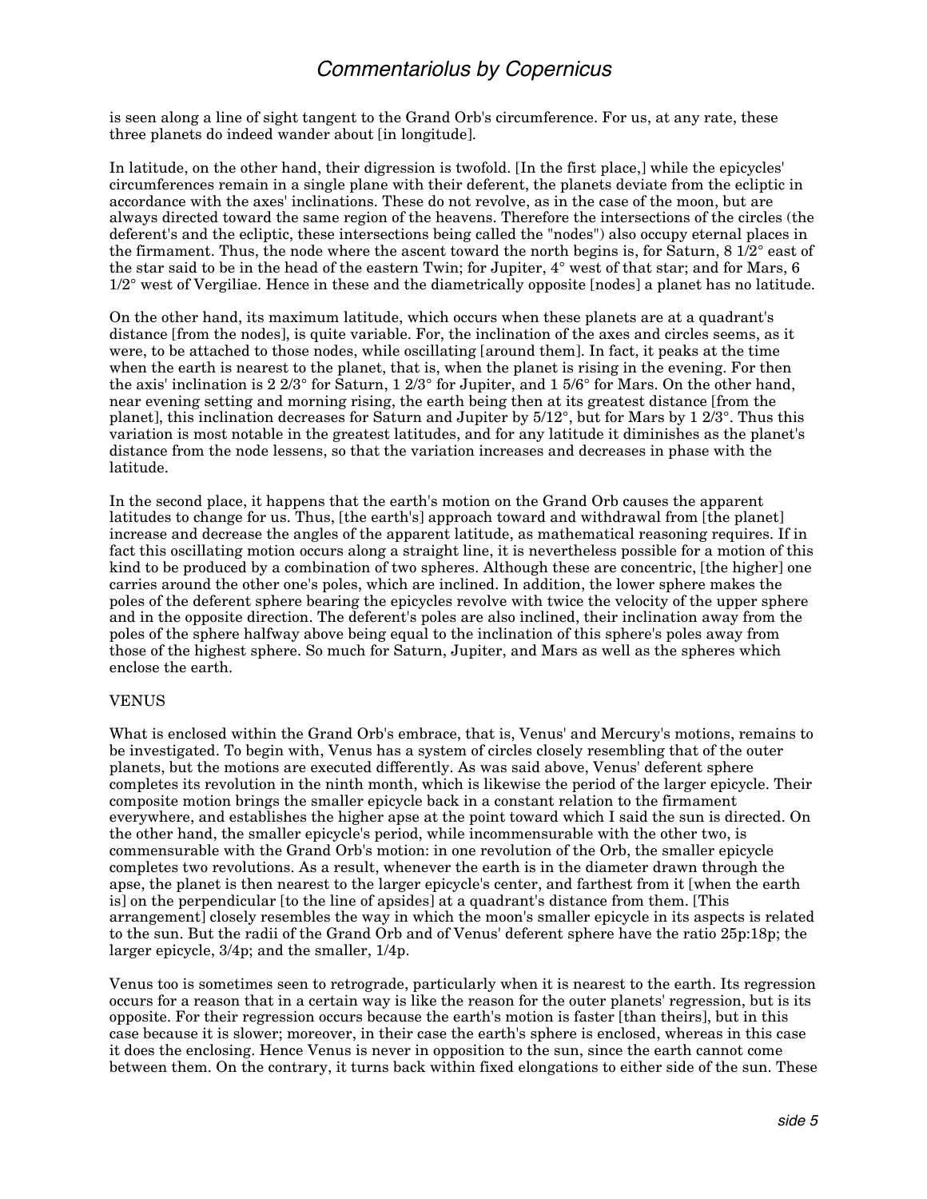is seen along a line of sight tangent to the Grand Orb's circumference. For us, at any rate, these three planets do indeed wander about [in longitude].

In latitude, on the other hand, their digression is twofold. [In the first place,] while the epicycles' circumferences remain in a single plane with their deferent, the planets deviate from the ecliptic in accordance with the axes' inclinations. These do not revolve, as in the case of the moon, but are always directed toward the same region of the heavens. Therefore the intersections of the circles (the deferent's and the ecliptic, these intersections being called the "nodes") also occupy eternal places in the firmament. Thus, the node where the ascent toward the north begins is, for Saturn, 8 1/2° east of the star said to be in the head of the eastern Twin; for Jupiter, 4° west of that star; and for Mars, 6 1/2° west of Vergiliae. Hence in these and the diametrically opposite [nodes] a planet has no latitude.

On the other hand, its maximum latitude, which occurs when these planets are at a quadrant's distance [from the nodes], is quite variable. For, the inclination of the axes and circles seems, as it were, to be attached to those nodes, while oscillating [around them]. In fact, it peaks at the time when the earth is nearest to the planet, that is, when the planet is rising in the evening. For then the axis' inclination is 2 2/3° for Saturn, 1 2/3° for Jupiter, and 1 5/6° for Mars. On the other hand, near evening setting and morning rising, the earth being then at its greatest distance [from the planet], this inclination decreases for Saturn and Jupiter by 5/12°, but for Mars by 1 2/3°. Thus this variation is most notable in the greatest latitudes, and for any latitude it diminishes as the planet's distance from the node lessens, so that the variation increases and decreases in phase with the latitude.

In the second place, it happens that the earth's motion on the Grand Orb causes the apparent latitudes to change for us. Thus, [the earth's] approach toward and withdrawal from [the planet] increase and decrease the angles of the apparent latitude, as mathematical reasoning requires. If in fact this oscillating motion occurs along a straight line, it is nevertheless possible for a motion of this kind to be produced by a combination of two spheres. Although these are concentric, [the higher] one carries around the other one's poles, which are inclined. In addition, the lower sphere makes the poles of the deferent sphere bearing the epicycles revolve with twice the velocity of the upper sphere and in the opposite direction. The deferent's poles are also inclined, their inclination away from the poles of the sphere halfway above being equal to the inclination of this sphere's poles away from those of the highest sphere. So much for Saturn, Jupiter, and Mars as well as the spheres which enclose the earth.

## VENUS

What is enclosed within the Grand Orb's embrace, that is, Venus' and Mercury's motions, remains to be investigated. To begin with, Venus has a system of circles closely resembling that of the outer planets, but the motions are executed differently. As was said above, Venus' deferent sphere completes its revolution in the ninth month, which is likewise the period of the larger epicycle. Their composite motion brings the smaller epicycle back in a constant relation to the firmament everywhere, and establishes the higher apse at the point toward which I said the sun is directed. On the other hand, the smaller epicycle's period, while incommensurable with the other two, is commensurable with the Grand Orb's motion: in one revolution of the Orb, the smaller epicycle completes two revolutions. As a result, whenever the earth is in the diameter drawn through the apse, the planet is then nearest to the larger epicycle's center, and farthest from it [when the earth is] on the perpendicular [to the line of apsides] at a quadrant's distance from them. [This arrangement] closely resembles the way in which the moon's smaller epicycle in its aspects is related to the sun. But the radii of the Grand Orb and of Venus' deferent sphere have the ratio 25p:18p; the larger epicycle, 3/4p; and the smaller, 1/4p.

Venus too is sometimes seen to retrograde, particularly when it is nearest to the earth. Its regression occurs for a reason that in a certain way is like the reason for the outer planets' regression, but is its opposite. For their regression occurs because the earth's motion is faster [than theirs], but in this case because it is slower; moreover, in their case the earth's sphere is enclosed, whereas in this case it does the enclosing. Hence Venus is never in opposition to the sun, since the earth cannot come between them. On the contrary, it turns back within fixed elongations to either side of the sun. These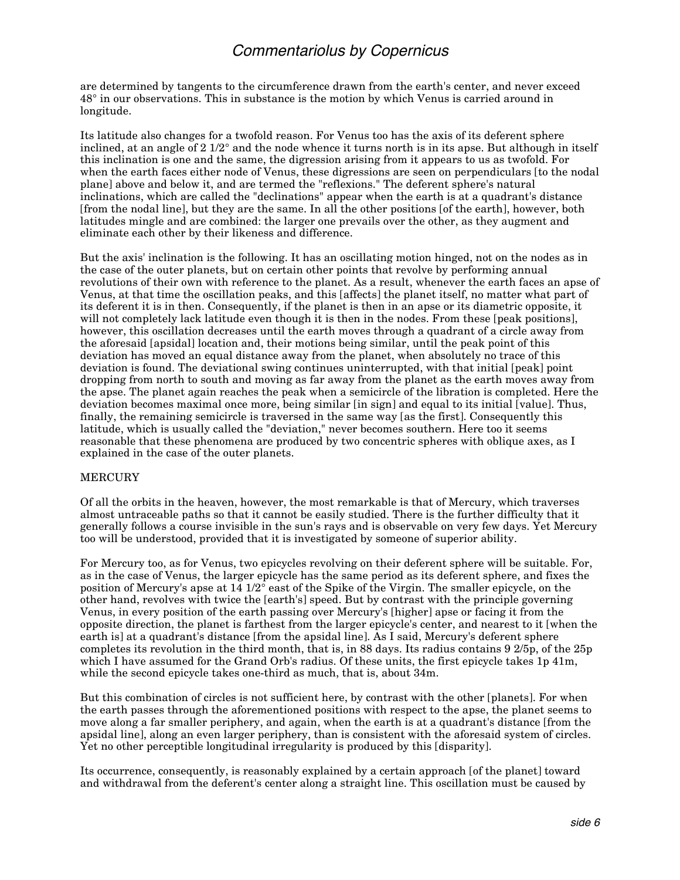are determined by tangents to the circumference drawn from the earth's center, and never exceed 48° in our observations. This in substance is the motion by which Venus is carried around in longitude.

Its latitude also changes for a twofold reason. For Venus too has the axis of its deferent sphere inclined, at an angle of 2 1/2° and the node whence it turns north is in its apse. But although in itself this inclination is one and the same, the digression arising from it appears to us as twofold. For when the earth faces either node of Venus, these digressions are seen on perpendiculars [to the nodal plane] above and below it, and are termed the "reflexions." The deferent sphere's natural inclinations, which are called the "declinations" appear when the earth is at a quadrant's distance [from the nodal line], but they are the same. In all the other positions [of the earth], however, both latitudes mingle and are combined: the larger one prevails over the other, as they augment and eliminate each other by their likeness and difference.

But the axis' inclination is the following. It has an oscillating motion hinged, not on the nodes as in the case of the outer planets, but on certain other points that revolve by performing annual revolutions of their own with reference to the planet. As a result, whenever the earth faces an apse of Venus, at that time the oscillation peaks, and this [affects] the planet itself, no matter what part of its deferent it is in then. Consequently, if the planet is then in an apse or its diametric opposite, it will not completely lack latitude even though it is then in the nodes. From these [peak positions], however, this oscillation decreases until the earth moves through a quadrant of a circle away from the aforesaid [apsidal] location and, their motions being similar, until the peak point of this deviation has moved an equal distance away from the planet, when absolutely no trace of this deviation is found. The deviational swing continues uninterrupted, with that initial [peak] point dropping from north to south and moving as far away from the planet as the earth moves away from the apse. The planet again reaches the peak when a semicircle of the libration is completed. Here the deviation becomes maximal once more, being similar [in sign] and equal to its initial [value]. Thus, finally, the remaining semicircle is traversed in the same way [as the first]. Consequently this latitude, which is usually called the "deviation," never becomes southern. Here too it seems reasonable that these phenomena are produced by two concentric spheres with oblique axes, as I explained in the case of the outer planets.

## MERCURY

Of all the orbits in the heaven, however, the most remarkable is that of Mercury, which traverses almost untraceable paths so that it cannot be easily studied. There is the further difficulty that it generally follows a course invisible in the sun's rays and is observable on very few days. Yet Mercury too will be understood, provided that it is investigated by someone of superior ability.

For Mercury too, as for Venus, two epicycles revolving on their deferent sphere will be suitable. For, as in the case of Venus, the larger epicycle has the same period as its deferent sphere, and fixes the position of Mercury's apse at 14 1/2° east of the Spike of the Virgin. The smaller epicycle, on the other hand, revolves with twice the [earth's] speed. But by contrast with the principle governing Venus, in every position of the earth passing over Mercury's [higher] apse or facing it from the opposite direction, the planet is farthest from the larger epicycle's center, and nearest to it [when the earth is] at a quadrant's distance [from the apsidal line]. As I said, Mercury's deferent sphere completes its revolution in the third month, that is, in 88 days. Its radius contains 9 2/5p, of the 25p which I have assumed for the Grand Orb's radius. Of these units, the first epicycle takes 1p 41m, while the second epicycle takes one-third as much, that is, about 34m.

But this combination of circles is not sufficient here, by contrast with the other [planets]. For when the earth passes through the aforementioned positions with respect to the apse, the planet seems to move along a far smaller periphery, and again, when the earth is at a quadrant's distance [from the apsidal line], along an even larger periphery, than is consistent with the aforesaid system of circles. Yet no other perceptible longitudinal irregularity is produced by this [disparity].

Its occurrence, consequently, is reasonably explained by a certain approach [of the planet] toward and withdrawal from the deferent's center along a straight line. This oscillation must be caused by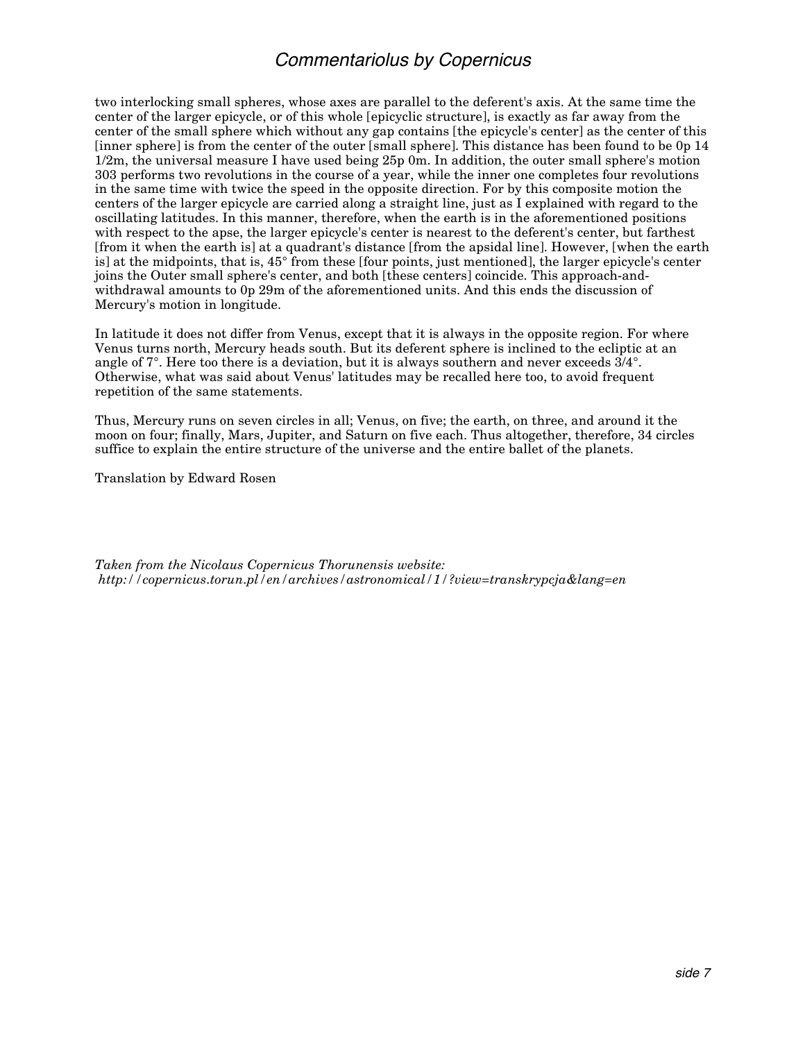two interlocking small spheres, whose axes are parallel to the deferent's axis. At the same time the center of the larger epicycle, or of this whole [epicyclic structure], is exactly as far away from the center of the small sphere which without any gap contains [the epicycle's center] as the center of this [inner sphere] is from the center of the outer [small sphere]. This distance has been found to be 0p 14 1/2m, the universal measure I have used being 25p 0m. In addition, the outer small sphere's motion 303 performs two revolutions in the course of a year, while the inner one completes four revolutions in the same time with twice the speed in the opposite direction. For by this composite motion the centers of the larger epicycle are carried along a straight line, just as I explained with regard to the oscillating latitudes. In this manner, therefore, when the earth is in the aforementioned positions with respect to the apse, the larger epicycle's center is nearest to the deferent's center, but farthest [from it when the earth is] at a quadrant's distance [from the apsidal line]. However, [when the earth is] at the midpoints, that is, 45° from these [four points, just mentioned], the larger epicycle's center joins the Outer small sphere's center, and both [these centers] coincide. This approach-and-withdrawal amounts to 0p 29m of the aforementioned units. And this ends the discussion of Mercury's motion in longitude.

In latitude it does not differ from Venus, except that it is always in the opposite region. For where Venus turns north, Mercury heads south. But its deferent sphere is inclined to the ecliptic at an angle of 7°. Here too there is a deviation, but it is always southern and never exceeds 3/4°. Otherwise, what was said about Venus' latitudes may be recalled here too, to avoid frequent repetition of the same statements.

Thus, Mercury runs on seven circles in all; Venus, on five; the earth, on three, and around it the moon on four; finally, Mars, Jupiter, and Saturn on five each. Thus altogether, therefore, 34 circles suffice to explain the entire structure of the universe and the entire ballet of the planets.

Translation by Edward Rosen

*Taken from the Nicolaus Copernicus Thorunensis website:*
*http://copernicus.torun.pl/en/archives/astronomical/1/?view=transkrypcja&lang=en*